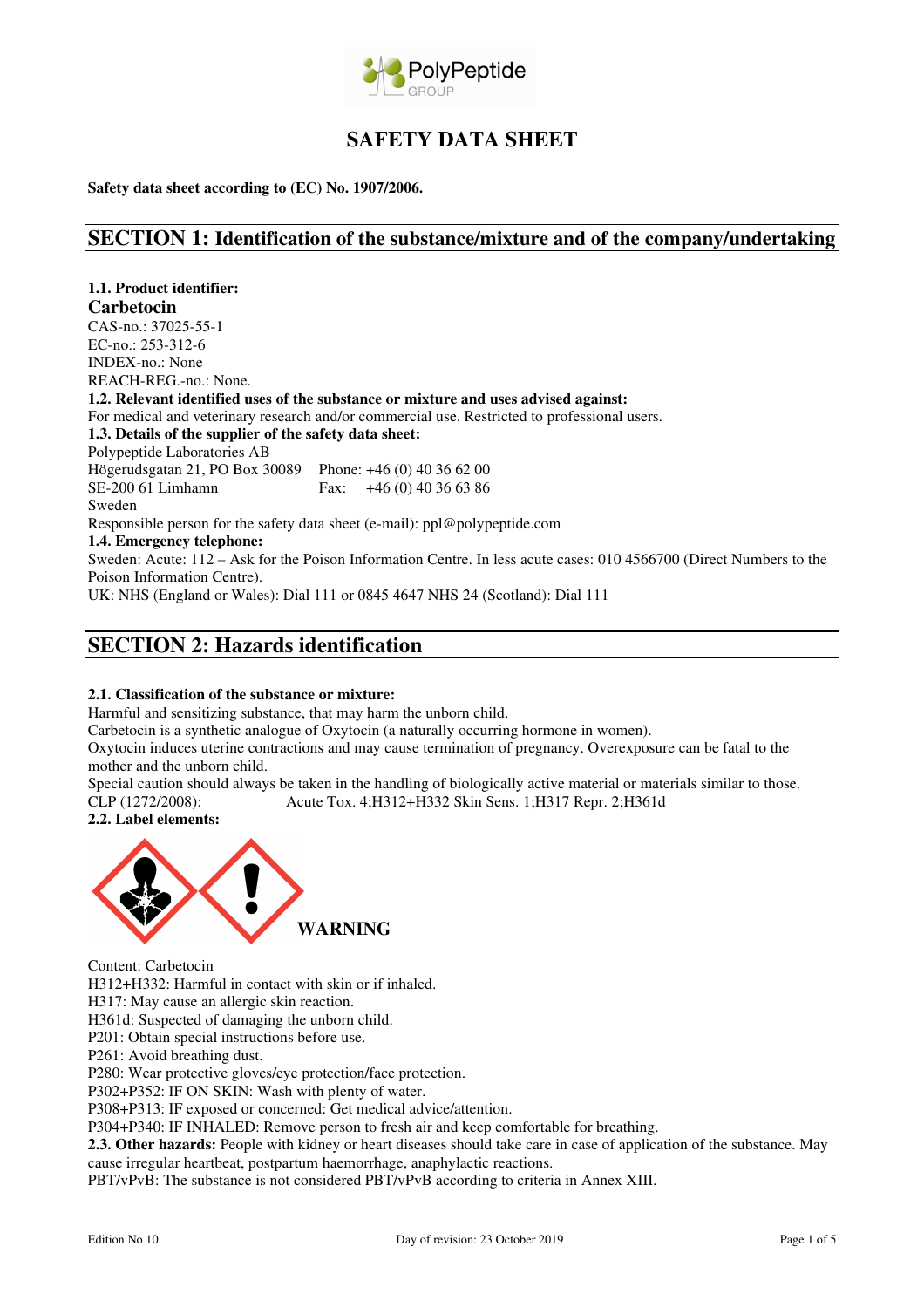# SAFETY DATA SHEET

**Safety data sheet according to (EC) No. 1907/2006.**

## SECTION 1: Identification of the substance/mixture and of the company/undertaking

**1.1. Product identifier:**

**Carbetocin**

CAS-no.: 37025-55-1
EC-no.: 253-312-6
INDEX-no.: None
REACH-REG.-no.: None.

**1.2. Relevant identified uses of the substance or mixture and uses advised against:**

For medical and veterinary research and/or commercial use. Restricted to professional users.

**1.3. Details of the supplier of the safety data sheet:**

Polypeptide Laboratories AB
Högerudsgatan 21, PO Box 30089 Phone: +46 (0) 40 36 62 00
SE-200 61 Limhamn Fax: +46 (0) 40 36 63 86
Sweden

Responsible person for the safety data sheet (e-mail): ppl@polypeptide.com

**1.4. Emergency telephone:**

Sweden: Acute: 112 – Ask for the Poison Information Centre. In less acute cases: 010 4566700 (Direct Numbers to the Poison Information Centre).

UK: NHS (England or Wales): Dial 111 or 0845 4647 NHS 24 (Scotland): Dial 111

## SECTION 2: Hazards identification

**2.1. Classification of the substance or mixture:**

Harmful and sensitizing substance, that may harm the unborn child.

Carbetocin is a synthetic analogue of Oxytocin (a naturally occurring hormone in women).

Oxytocin induces uterine contractions and may cause termination of pregnancy. Overexposure can be fatal to the mother and the unborn child.

Special caution should always be taken in the handling of biologically active material or materials similar to those.

CLP (1272/2008): Acute Tox. 4;H312+H332 Skin Sens. 1;H317 Repr. 2;H361d

**2.2. Label elements:**

**WARNING**

Content: Carbetocin

H312+H332: Harmful in contact with skin or if inhaled.
H317: May cause an allergic skin reaction.
H361d: Suspected of damaging the unborn child.
P201: Obtain special instructions before use.
P261: Avoid breathing dust.
P280: Wear protective gloves/eye protection/face protection.
P302+P352: IF ON SKIN: Wash with plenty of water.
P308+P313: IF exposed or concerned: Get medical advice/attention.
P304+P340: IF INHALED: Remove person to fresh air and keep comfortable for breathing.

**2.3. Other hazards:** People with kidney or heart diseases should take care in case of application of the substance. May cause irregular heartbeat, postpartum haemorrhage, anaphylactic reactions.

PBT/vPvB: The substance is not considered PBT/vPvB according to criteria in Annex XIII.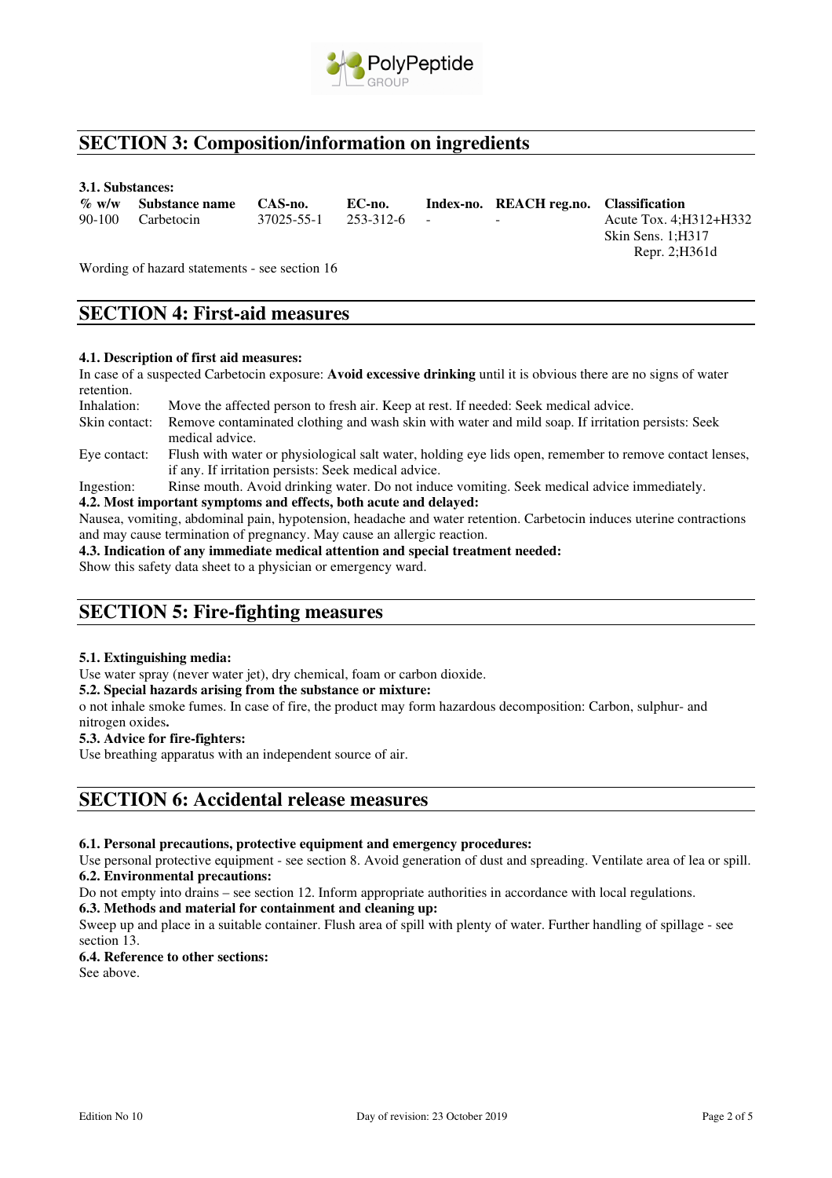## SECTION 3: Composition/information on ingredients

**3.1. Substances:**

| % w/w | Substance name | CAS-no. | EC-no. | Index-no. | REACH reg.no. | Classification |
|---|---|---|---|---|---|---|
| 90-100 | Carbetocin | 37025-55-1 | 253-312-6 | - | - | Acute Tox. 4;H312+H332<br>Skin Sens. 1;H317<br>Repr. 2;H361d |

Wording of hazard statements - see section 16

## SECTION 4: First-aid measures

**4.1. Description of first aid measures:**

In case of a suspected Carbetocin exposure: **Avoid excessive drinking** until it is obvious there are no signs of water retention.

Inhalation: Move the affected person to fresh air. Keep at rest. If needed: Seek medical advice.

Skin contact: Remove contaminated clothing and wash skin with water and mild soap. If irritation persists: Seek medical advice.

Eye contact: Flush with water or physiological salt water, holding eye lids open, remember to remove contact lenses, if any. If irritation persists: Seek medical advice.

Ingestion: Rinse mouth. Avoid drinking water. Do not induce vomiting. Seek medical advice immediately.

**4.2. Most important symptoms and effects, both acute and delayed:**

Nausea, vomiting, abdominal pain, hypotension, headache and water retention. Carbetocin induces uterine contractions and may cause termination of pregnancy. May cause an allergic reaction.

**4.3. Indication of any immediate medical attention and special treatment needed:**

Show this safety data sheet to a physician or emergency ward.

## SECTION 5: Fire-fighting measures

**5.1. Extinguishing media:**

Use water spray (never water jet), dry chemical, foam or carbon dioxide.

**5.2. Special hazards arising from the substance or mixture:**

o not inhale smoke fumes. In case of fire, the product may form hazardous decomposition: Carbon, sulphur- and nitrogen oxides**.**

**5.3. Advice for fire-fighters:**

Use breathing apparatus with an independent source of air.

## SECTION 6: Accidental release measures

**6.1. Personal precautions, protective equipment and emergency procedures:**

Use personal protective equipment - see section 8. Avoid generation of dust and spreading. Ventilate area of lea or spill.

**6.2. Environmental precautions:**

Do not empty into drains – see section 12. Inform appropriate authorities in accordance with local regulations.

**6.3. Methods and material for containment and cleaning up:**

Sweep up and place in a suitable container. Flush area of spill with plenty of water. Further handling of spillage - see section 13.

**6.4. Reference to other sections:**

See above.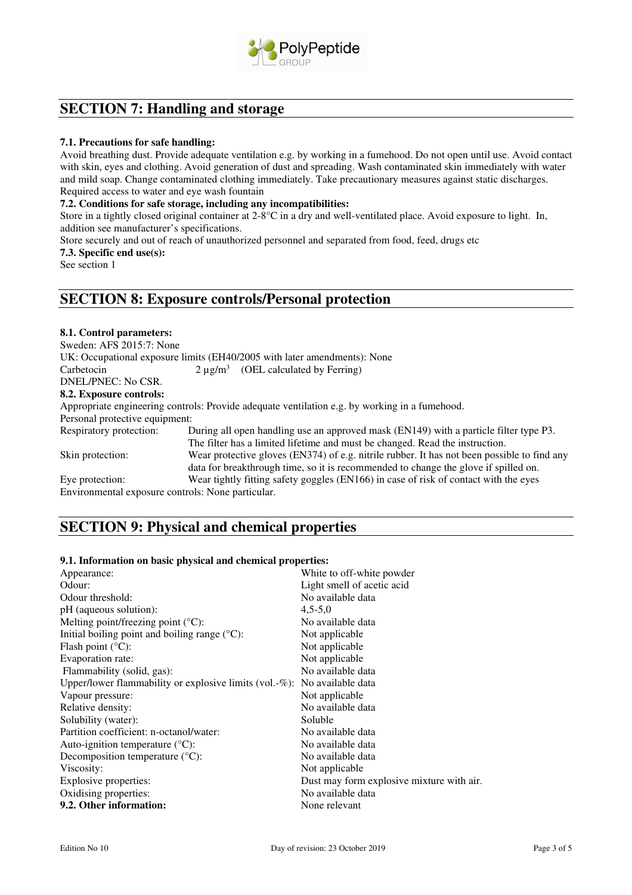## SECTION 7: Handling and storage

**7.1. Precautions for safe handling:**

Avoid breathing dust. Provide adequate ventilation e.g. by working in a fumehood. Do not open until use. Avoid contact with skin, eyes and clothing. Avoid generation of dust and spreading. Wash contaminated skin immediately with water and mild soap. Change contaminated clothing immediately. Take precautionary measures against static discharges. Required access to water and eye wash fountain

**7.2. Conditions for safe storage, including any incompatibilities:**

Store in a tightly closed original container at 2-8°C in a dry and well-ventilated place. Avoid exposure to light. In, addition see manufacturer's specifications.

Store securely and out of reach of unauthorized personnel and separated from food, feed, drugs etc

**7.3. Specific end use(s):**

See section 1

## SECTION 8: Exposure controls/Personal protection

**8.1. Control parameters:**

Sweden: AFS 2015:7: None

UK: Occupational exposure limits (EH40/2005 with later amendments): None

Carbetocin 2 µg/m$^3$ (OEL calculated by Ferring)

DNEL/PNEC: No CSR.

**8.2. Exposure controls:**

Appropriate engineering controls: Provide adequate ventilation e.g. by working in a fumehood.

Personal protective equipment:

| | |
|---|---|
| Respiratory protection: | During all open handling use an approved mask (EN149) with a particle filter type P3. The filter has a limited lifetime and must be changed. Read the instruction. |
| Skin protection: | Wear protective gloves (EN374) of e.g. nitrile rubber. It has not been possible to find any data for breakthrough time, so it is recommended to change the glove if spilled on. |
| Eye protection: | Wear tightly fitting safety goggles (EN166) in case of risk of contact with the eyes |

Environmental exposure controls: None particular.

## SECTION 9: Physical and chemical properties

**9.1. Information on basic physical and chemical properties:**

| | |
|---|---|
| Appearance: | White to off-white powder |
| Odour: | Light smell of acetic acid |
| Odour threshold: | No available data |
| pH (aqueous solution): | 4,5-5,0 |
| Melting point/freezing point (°C): | No available data |
| Initial boiling point and boiling range (°C): | Not applicable |
| Flash point (°C): | Not applicable |
| Evaporation rate: | Not applicable |
| Flammability (solid, gas): | No available data |
| Upper/lower flammability or explosive limits (vol.-%): | No available data |
| Vapour pressure: | Not applicable |
| Relative density: | No available data |
| Solubility (water): | Soluble |
| Partition coefficient: n-octanol/water: | No available data |
| Auto-ignition temperature (°C): | No available data |
| Decomposition temperature (°C): | No available data |
| Viscosity: | Not applicable |
| Explosive properties: | Dust may form explosive mixture with air. |
| Oxidising properties: | No available data |
| **9.2. Other information:** | None relevant |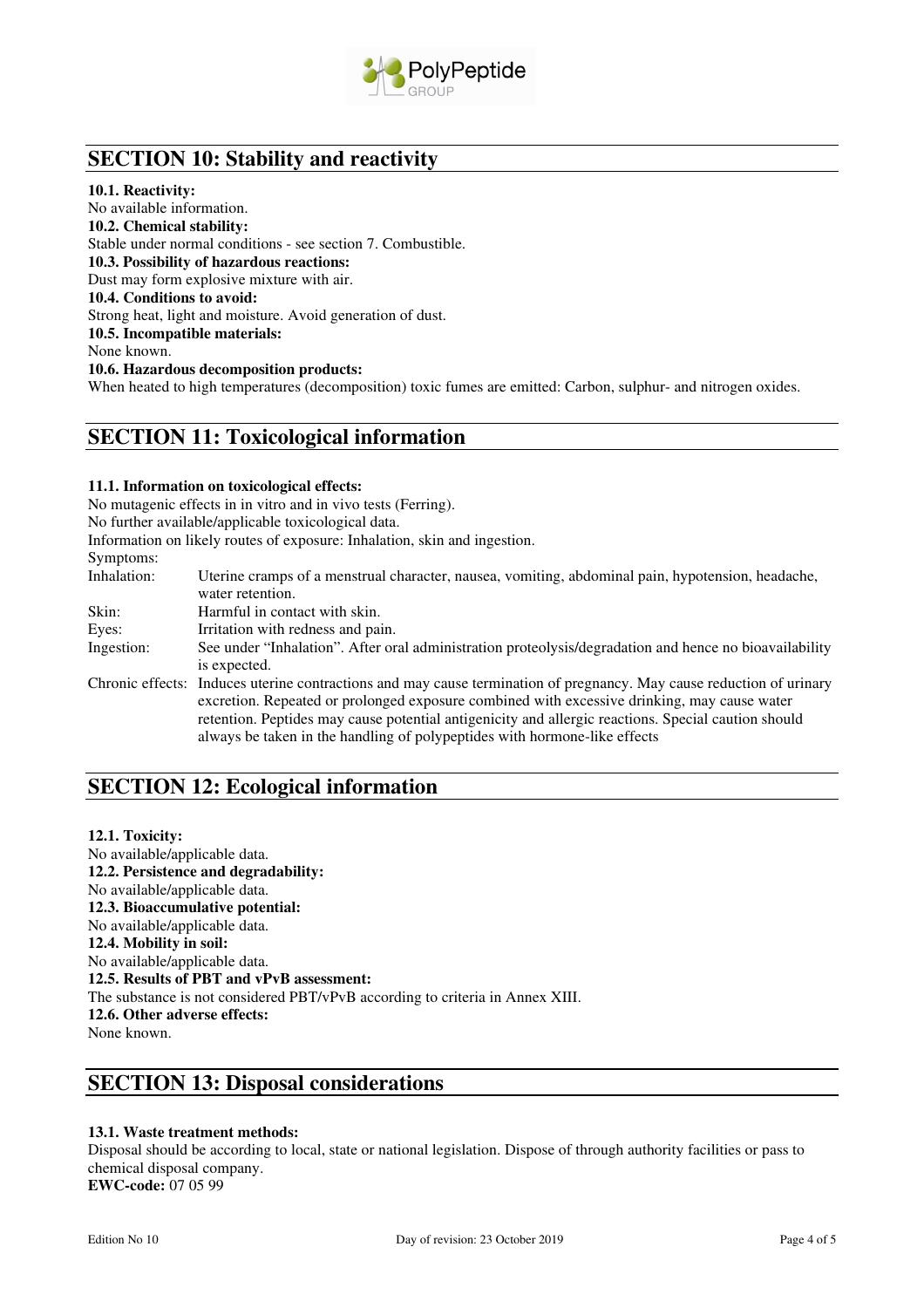## SECTION 10: Stability and reactivity

**10.1. Reactivity:**
No available information.

**10.2. Chemical stability:**
Stable under normal conditions - see section 7. Combustible.

**10.3. Possibility of hazardous reactions:**
Dust may form explosive mixture with air.

**10.4. Conditions to avoid:**
Strong heat, light and moisture. Avoid generation of dust.

**10.5. Incompatible materials:**
None known.

**10.6. Hazardous decomposition products:**
When heated to high temperatures (decomposition) toxic fumes are emitted: Carbon, sulphur- and nitrogen oxides.

## SECTION 11: Toxicological information

**11.1. Information on toxicological effects:**

No mutagenic effects in in vitro and in vivo tests (Ferring).
No further available/applicable toxicological data.
Information on likely routes of exposure: Inhalation, skin and ingestion.
Symptoms:

| | |
|---|---|
| Inhalation: | Uterine cramps of a menstrual character, nausea, vomiting, abdominal pain, hypotension, headache, water retention. |
| Skin: | Harmful in contact with skin. |
| Eyes: | Irritation with redness and pain. |
| Ingestion: | See under "Inhalation". After oral administration proteolysis/degradation and hence no bioavailability is expected. |
| Chronic effects: | Induces uterine contractions and may cause termination of pregnancy. May cause reduction of urinary excretion. Repeated or prolonged exposure combined with excessive drinking, may cause water retention. Peptides may cause potential antigenicity and allergic reactions. Special caution should always be taken in the handling of polypeptides with hormone-like effects |

## SECTION 12: Ecological information

**12.1. Toxicity:**
No available/applicable data.

**12.2. Persistence and degradability:**
No available/applicable data.

**12.3. Bioaccumulative potential:**
No available/applicable data.

**12.4. Mobility in soil:**
No available/applicable data.

**12.5. Results of PBT and vPvB assessment:**
The substance is not considered PBT/vPvB according to criteria in Annex XIII.

**12.6. Other adverse effects:**
None known.

## SECTION 13: Disposal considerations

**13.1. Waste treatment methods:**
Disposal should be according to local, state or national legislation. Dispose of through authority facilities or pass to chemical disposal company.
**EWC-code:** 07 05 99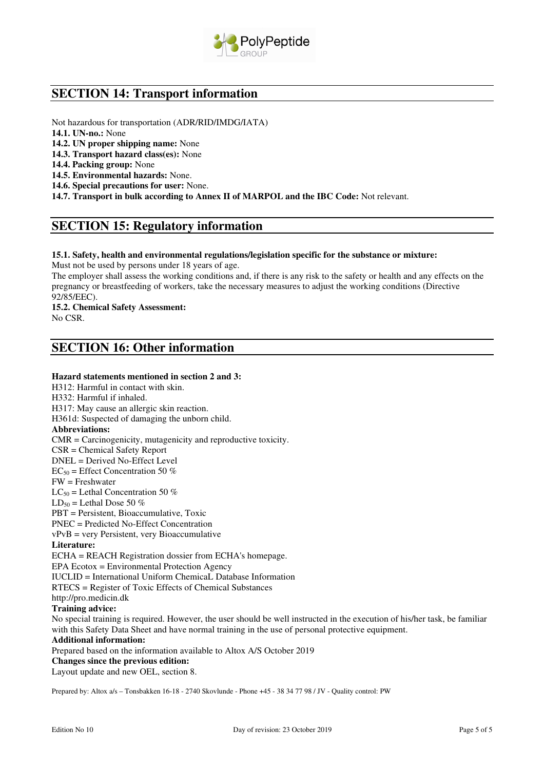## SECTION 14: Transport information

Not hazardous for transportation (ADR/RID/IMDG/IATA)

**14.1. UN-no.:** None

**14.2. UN proper shipping name:** None

**14.3. Transport hazard class(es):** None

**14.4. Packing group:** None

**14.5. Environmental hazards:** None.

**14.6. Special precautions for user:** None.

**14.7. Transport in bulk according to Annex II of MARPOL and the IBC Code:** Not relevant.

## SECTION 15: Regulatory information

**15.1. Safety, health and environmental regulations/legislation specific for the substance or mixture:**

Must not be used by persons under 18 years of age.

The employer shall assess the working conditions and, if there is any risk to the safety or health and any effects on the pregnancy or breastfeeding of workers, take the necessary measures to adjust the working conditions (Directive 92/85/EEC).

**15.2. Chemical Safety Assessment:**

No CSR.

## SECTION 16: Other information

**Hazard statements mentioned in section 2 and 3:**

H312: Harmful in contact with skin.

H332: Harmful if inhaled.

H317: May cause an allergic skin reaction.

H361d: Suspected of damaging the unborn child.

**Abbreviations:**

CMR = Carcinogenicity, mutagenicity and reproductive toxicity.

CSR = Chemical Safety Report

DNEL = Derived No-Effect Level

$EC_{50}$ = Effect Concentration 50 %

FW = Freshwater

$LC_{50}$ = Lethal Concentration 50 %

$LD_{50}$ = Lethal Dose 50 %

PBT = Persistent, Bioaccumulative, Toxic

PNEC = Predicted No-Effect Concentration

vPvB = very Persistent, very Bioaccumulative

**Literature:**

ECHA = REACH Registration dossier from ECHA's homepage.

EPA Ecotox = Environmental Protection Agency

IUCLID = International Uniform ChemicaL Database Information

RTECS = Register of Toxic Effects of Chemical Substances

http://pro.medicin.dk

**Training advice:**

No special training is required. However, the user should be well instructed in the execution of his/her task, be familiar with this Safety Data Sheet and have normal training in the use of personal protective equipment.

**Additional information:**

Prepared based on the information available to Altox A/S October 2019

**Changes since the previous edition:**

Layout update and new OEL, section 8.

Prepared by: Altox a/s – Tonsbakken 16-18 - 2740 Skovlunde - Phone +45 - 38 34 77 98 / JV - Quality control: PW